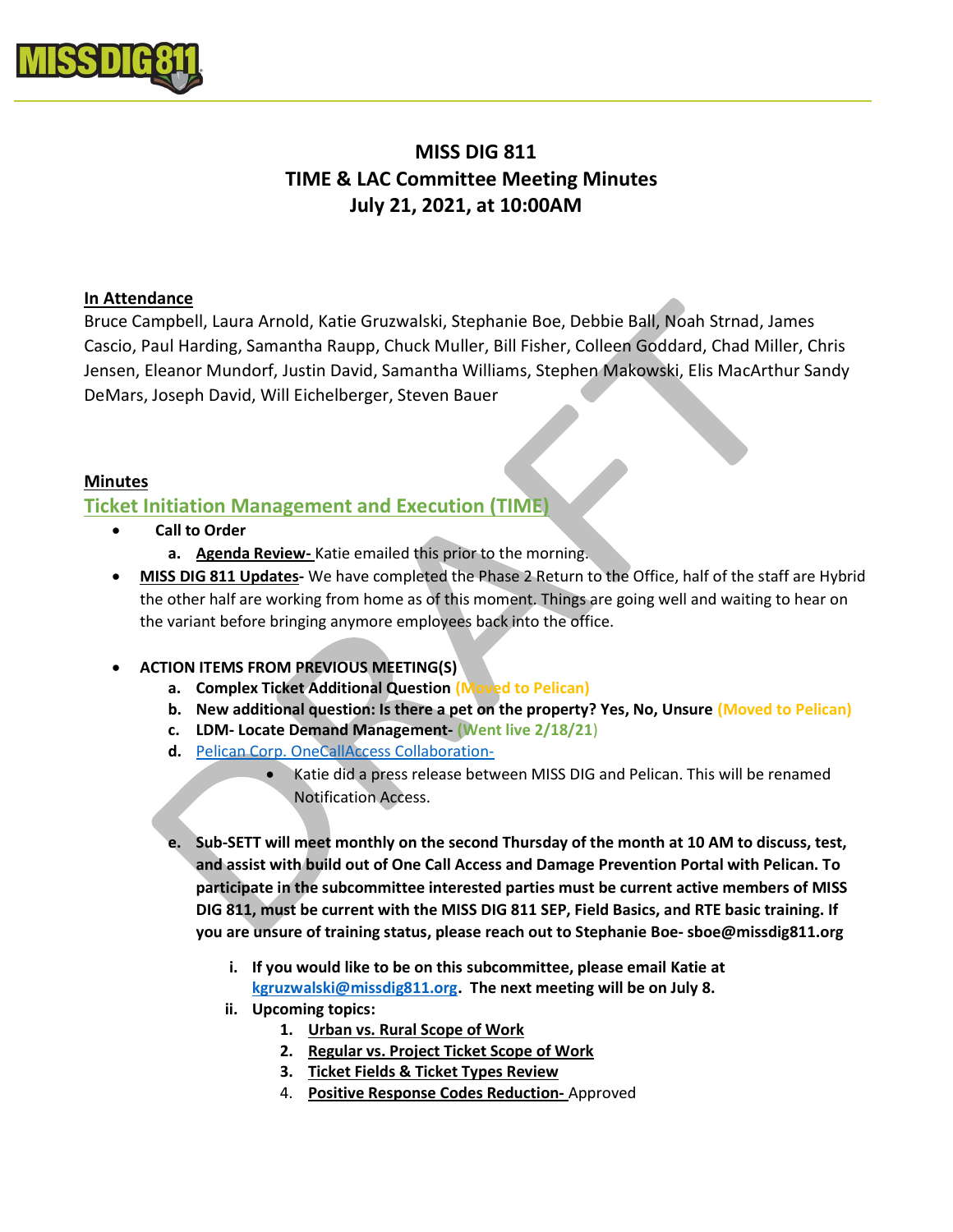# MISS DIG 811
## TIME & LAC Committee Meeting Minutes
## July 21, 2021, at 10:00AM

**In Attendance**

Bruce Campbell, Laura Arnold, Katie Gruzwalski, Stephanie Boe, Debbie Ball, Noah Strnad, James Cascio, Paul Harding, Samantha Raupp, Chuck Muller, Bill Fisher, Colleen Goddard, Chad Miller, Chris Jensen, Eleanor Mundorf, Justin David, Samantha Williams, Stephen Makowski, Elis MacArthur Sandy DeMars, Joseph David, Will Eichelberger, Steven Bauer

**Minutes**

## Ticket Initiation Management and Execution (TIME)

- **Call to Order**
  a. **Agenda Review-** Katie emailed this prior to the morning.
- **MISS DIG 811 Updates-** We have completed the Phase 2 Return to the Office, half of the staff are Hybrid the other half are working from home as of this moment. Things are going well and waiting to hear on the variant before bringing anymore employees back into the office.
- **ACTION ITEMS FROM PREVIOUS MEETING(S)**
  a. **Complex Ticket Additional Question (Moved to Pelican)**
  b. **New additional question: Is there a pet on the property? Yes, No, Unsure (Moved to Pelican)**
  c. **LDM- Locate Demand Management- (Went live 2/18/21)**
  d. Pelican Corp. OneCallAccess Collaboration-
     - Katie did a press release between MISS DIG and Pelican. This will be renamed Notification Access.

  e. **Sub-SETT will meet monthly on the second Thursday of the month at 10 AM to discuss, test, and assist with build out of One Call Access and Damage Prevention Portal with Pelican. To participate in the subcommittee interested parties must be current active members of MISS DIG 811, must be current with the MISS DIG 811 SEP, Field Basics, and RTE basic training. If you are unsure of training status, please reach out to Stephanie Boe- sboe@missdig811.org**

     i. **If you would like to be on this subcommittee, please email Katie at kgruzwalski@missdig811.org. The next meeting will be on July 8.**
     ii. **Upcoming topics:**
        1. **Urban vs. Rural Scope of Work**
        2. **Regular vs. Project Ticket Scope of Work**
        3. **Ticket Fields & Ticket Types Review**
        4. **Positive Response Codes Reduction-** Approved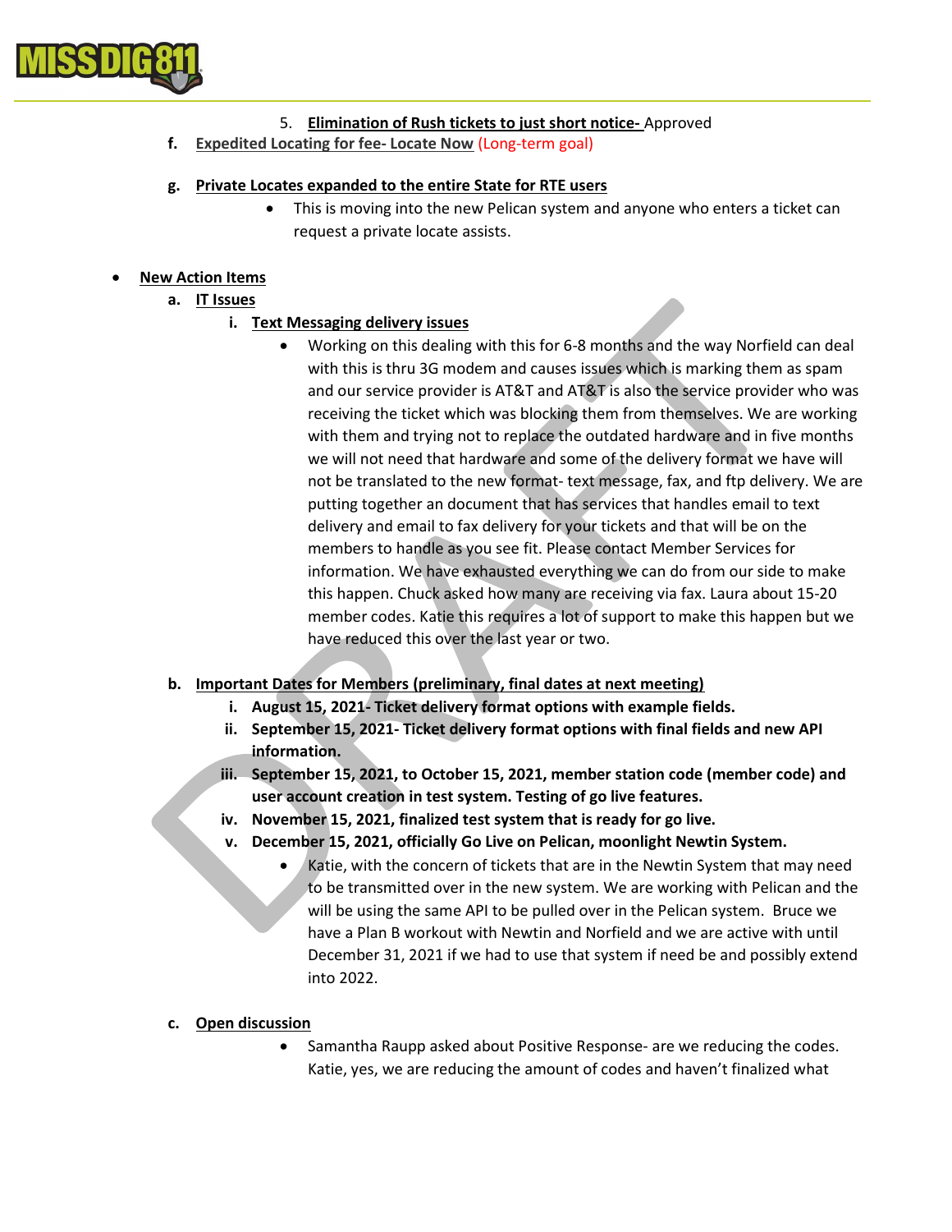5. **Elimination of Rush tickets to just short notice-** Approved

f. **Expedited Locating for fee- Locate Now** (Long-term goal)

g. **Private Locates expanded to the entire State for RTE users**

- This is moving into the new Pelican system and anyone who enters a ticket can request a private locate assists.

- **New Action Items**

a. **IT Issues**

i. **Text Messaging delivery issues**

- Working on this dealing with this for 6-8 months and the way Norfield can deal with this is thru 3G modem and causes issues which is marking them as spam and our service provider is AT&T and AT&T is also the service provider who was receiving the ticket which was blocking them from themselves. We are working with them and trying not to replace the outdated hardware and in five months we will not need that hardware and some of the delivery format we have will not be translated to the new format- text message, fax, and ftp delivery. We are putting together an document that has services that handles email to text delivery and email to fax delivery for your tickets and that will be on the members to handle as you see fit. Please contact Member Services for information. We have exhausted everything we can do from our side to make this happen. Chuck asked how many are receiving via fax. Laura about 15-20 member codes. Katie this requires a lot of support to make this happen but we have reduced this over the last year or two.

b. **Important Dates for Members (preliminary, final dates at next meeting)**

i. **August 15, 2021- Ticket delivery format options with example fields.**

ii. **September 15, 2021- Ticket delivery format options with final fields and new API information.**

iii. **September 15, 2021, to October 15, 2021, member station code (member code) and user account creation in test system. Testing of go live features.**

iv. **November 15, 2021, finalized test system that is ready for go live.**

v. **December 15, 2021, officially Go Live on Pelican, moonlight Newtin System.**

- Katie, with the concern of tickets that are in the Newtin System that may need to be transmitted over in the new system. We are working with Pelican and the will be using the same API to be pulled over in the Pelican system. Bruce we have a Plan B workout with Newtin and Norfield and we are active with until December 31, 2021 if we had to use that system if need be and possibly extend into 2022.

c. **Open discussion**

- Samantha Raupp asked about Positive Response- are we reducing the codes. Katie, yes, we are reducing the amount of codes and haven't finalized what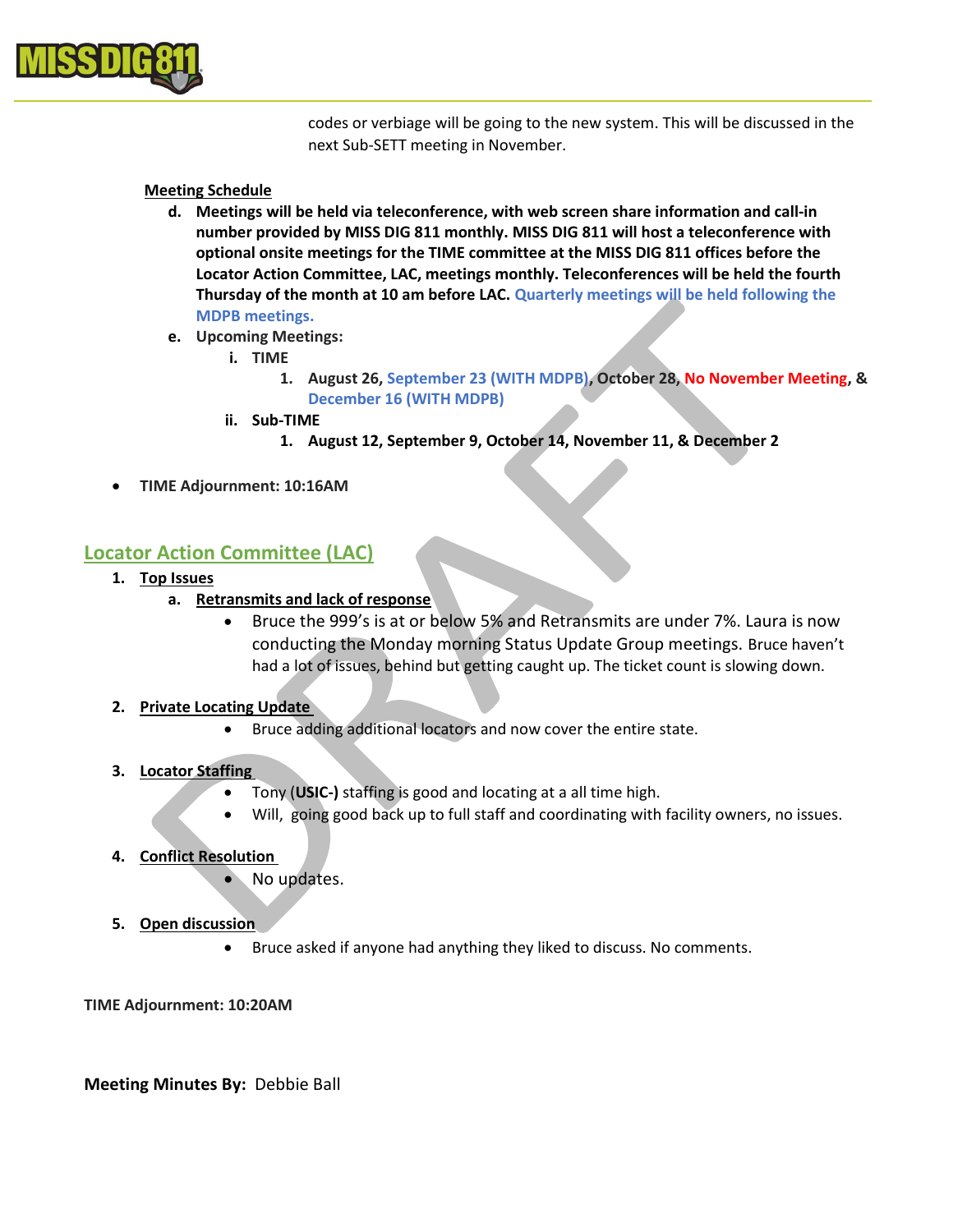codes or verbiage will be going to the new system. This will be discussed in the next Sub-SETT meeting in November.

**Meeting Schedule**

d. **Meetings will be held via teleconference, with web screen share information and call-in number provided by MISS DIG 811 monthly. MISS DIG 811 will host a teleconference with optional onsite meetings for the TIME committee at the MISS DIG 811 offices before the Locator Action Committee, LAC, meetings monthly. Teleconferences will be held the fourth Thursday of the month at 10 am before LAC. Quarterly meetings will be held following the MDPB meetings.**

e. **Upcoming Meetings:**

   i. **TIME**

      1. **August 26, September 23 (WITH MDPB), October 28, No November Meeting, & December 16 (WITH MDPB)**

   ii. **Sub-TIME**

      1. **August 12, September 9, October 14, November 11, & December 2**

- **TIME Adjournment: 10:16AM**

## Locator Action Committee (LAC)

1. **Top Issues**

   a. **Retransmits and lack of response**

      - Bruce the 999's is at or below 5% and Retransmits are under 7%. Laura is now conducting the Monday morning Status Update Group meetings. Bruce haven't had a lot of issues, behind but getting caught up. The ticket count is slowing down.

2. **Private Locating Update**

   - Bruce adding additional locators and now cover the entire state.

3. **Locator Staffing**

   - Tony (**USIC-)** staffing is good and locating at a all time high.
   - Will, going good back up to full staff and coordinating with facility owners, no issues.

4. **Conflict Resolution**

   - No updates.

5. **Open discussion**

   - Bruce asked if anyone had anything they liked to discuss. No comments.

**TIME Adjournment: 10:20AM**

**Meeting Minutes By:** Debbie Ball